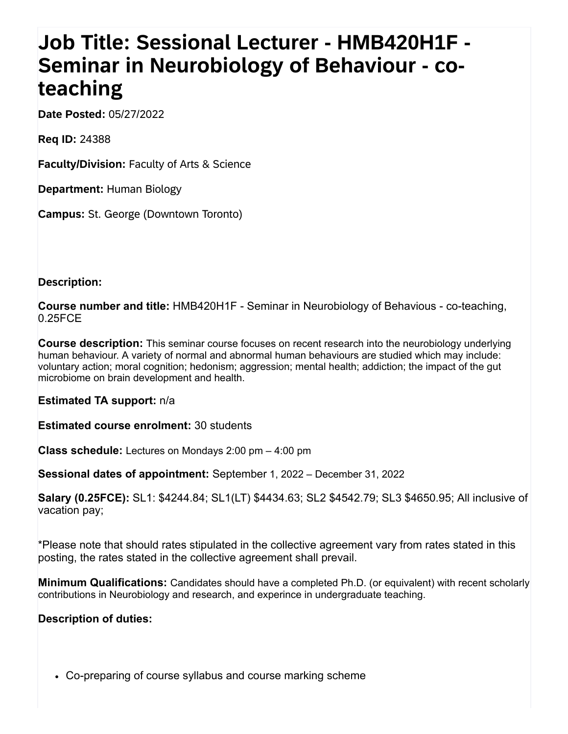# Job Title: Sessional Lecturer - HMB420H1F - Seminar in Neurobiology of Behaviour - co-teaching

**Date Posted:** 05/27/2022

**Req ID:** 24388

**Faculty/Division:** Faculty of Arts & Science

**Department:** Human Biology

**Campus:** St. George (Downtown Toronto)

**Description:**

**Course number and title:** HMB420H1F - Seminar in Neurobiology of Behavious - co-teaching, 0.25FCE

**Course description:** This seminar course focuses on recent research into the neurobiology underlying human behaviour. A variety of normal and abnormal human behaviours are studied which may include: voluntary action; moral cognition; hedonism; aggression; mental health; addiction; the impact of the gut microbiome on brain development and health.

**Estimated TA support:** n/a

**Estimated course enrolment:** 30 students

**Class schedule:** Lectures on Mondays 2:00 pm – 4:00 pm

**Sessional dates of appointment:** September 1, 2022 – December 31, 2022

**Salary (0.25FCE):** SL1: $4244.84; SL1(LT) $4434.63; SL2 $4542.79; SL3 $4650.95; All inclusive of vacation pay;

*Please note that should rates stipulated in the collective agreement vary from rates stated in this posting, the rates stated in the collective agreement shall prevail.

**Minimum Qualifications:** Candidates should have a completed Ph.D. (or equivalent) with recent scholarly contributions in Neurobiology and research, and experince in undergraduate teaching.

**Description of duties:**

- Co-preparing of course syllabus and course marking scheme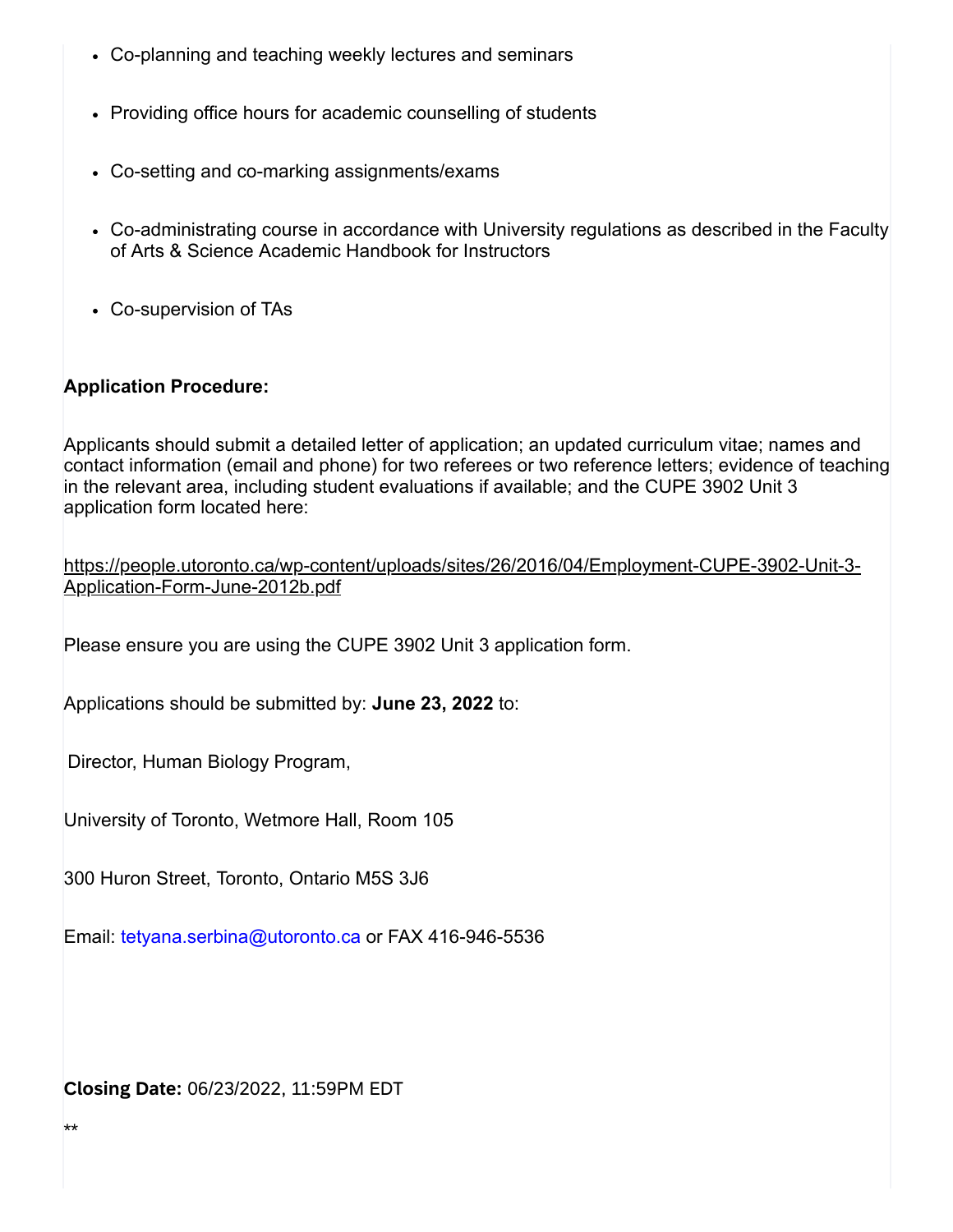- Co-planning and teaching weekly lectures and seminars
- Providing office hours for academic counselling of students
- Co-setting and co-marking assignments/exams
- Co-administrating course in accordance with University regulations as described in the Faculty of Arts & Science Academic Handbook for Instructors
- Co-supervision of TAs

**Application Procedure:**

Applicants should submit a detailed letter of application; an updated curriculum vitae; names and contact information (email and phone) for two referees or two reference letters; evidence of teaching in the relevant area, including student evaluations if available; and the CUPE 3902 Unit 3 application form located here:

https://people.utoronto.ca/wp-content/uploads/sites/26/2016/04/Employment-CUPE-3902-Unit-3-Application-Form-June-2012b.pdf

Please ensure you are using the CUPE 3902 Unit 3 application form.

Applications should be submitted by: **June 23, 2022** to:

Director, Human Biology Program,

University of Toronto, Wetmore Hall, Room 105

300 Huron Street, Toronto, Ontario M5S 3J6

Email: tetyana.serbina@utoronto.ca or FAX 416-946-5536

**Closing Date:** 06/23/2022, 11:59PM EDT

**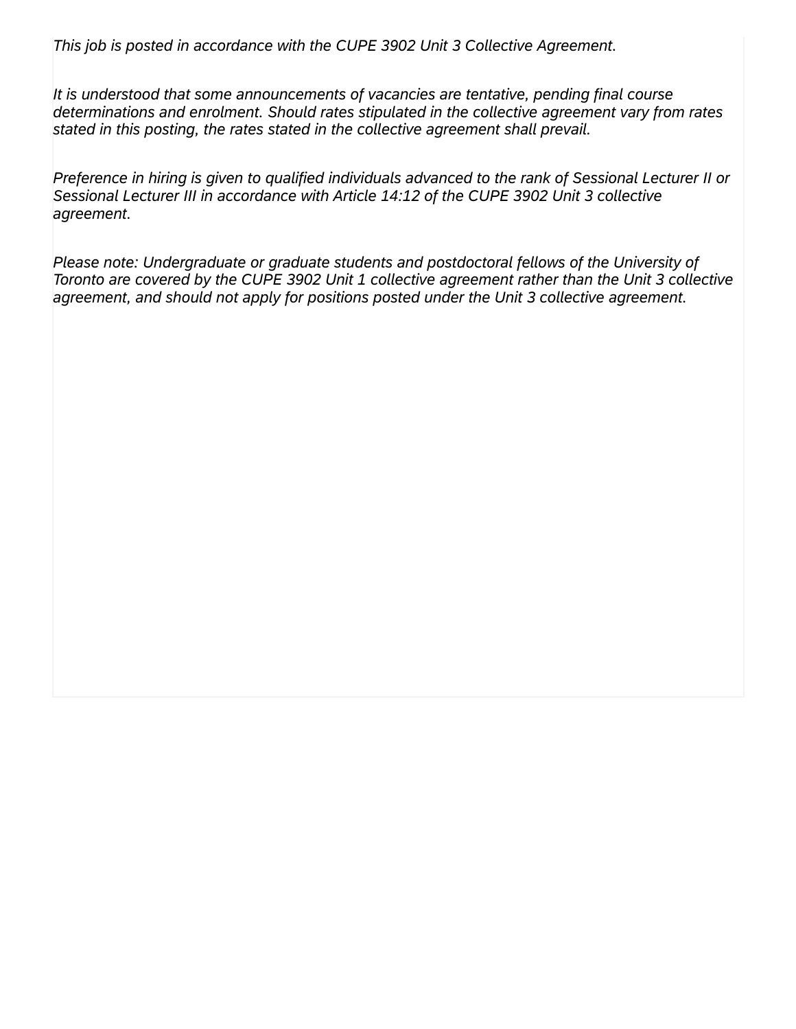*This job is posted in accordance with the CUPE 3902 Unit 3 Collective Agreement.*

*It is understood that some announcements of vacancies are tentative, pending final course determinations and enrolment. Should rates stipulated in the collective agreement vary from rates stated in this posting, the rates stated in the collective agreement shall prevail.*

*Preference in hiring is given to qualified individuals advanced to the rank of Sessional Lecturer II or Sessional Lecturer III in accordance with Article 14:12 of the CUPE 3902 Unit 3 collective agreement.*

*Please note: Undergraduate or graduate students and postdoctoral fellows of the University of Toronto are covered by the CUPE 3902 Unit 1 collective agreement rather than the Unit 3 collective agreement, and should not apply for positions posted under the Unit 3 collective agreement.*